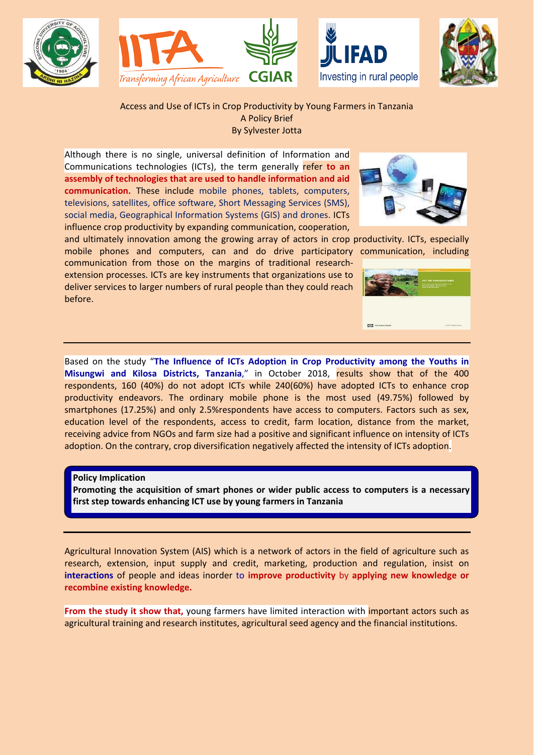# Access and Use of ICTs in Crop Productivity by Young Farmers in Tanzania

## A Policy Brief

By Sylvester Jotta

Although there is no single, universal definition of Information and Communications technologies (ICTs), the term generally refer **to an assembly of technologies that are used to handle information and aid communication.** These include mobile phones, tablets, computers, televisions, satellites, office software, Short Messaging Services (SMS), social media, Geographical Information Systems (GIS) and drones. ICTs influence crop productivity by expanding communication, cooperation, and ultimately innovation among the growing array of actors in crop productivity. ICTs, especially mobile phones and computers, can and do drive participatory communication, including communication from those on the margins of traditional research-extension processes. ICTs are key instruments that organizations use to deliver services to larger numbers of rural people than they could reach before.

---

Based on the study "**The Influence of ICTs Adoption in Crop Productivity among the Youths in Misungwi and Kilosa Districts, Tanzania**," in October 2018, results show that of the 400 respondents, 160 (40%) do not adopt ICTs while 240(60%) have adopted ICTs to enhance crop productivity endeavors. The ordinary mobile phone is the most used (49.75%) followed by smartphones (17.25%) and only 2.5%respondents have access to computers. Factors such as sex, education level of the respondents, access to credit, farm location, distance from the market, receiving advice from NGOs and farm size had a positive and significant influence on intensity of ICTs adoption. On the contrary, crop diversification negatively affected the intensity of ICTs adoption.

**Policy Implication**

**Promoting the acquisition of smart phones or wider public access to computers is a necessary first step towards enhancing ICT use by young farmers in Tanzania**

---

Agricultural Innovation System (AIS) which is a network of actors in the field of agriculture such as research, extension, input supply and credit, marketing, production and regulation, insist on **interactions** of people and ideas inorder to **improve productivity** by **applying new knowledge or recombine existing knowledge.**

**From the study it show that,** young farmers have limited interaction with important actors such as agricultural training and research institutes, agricultural seed agency and the financial institutions.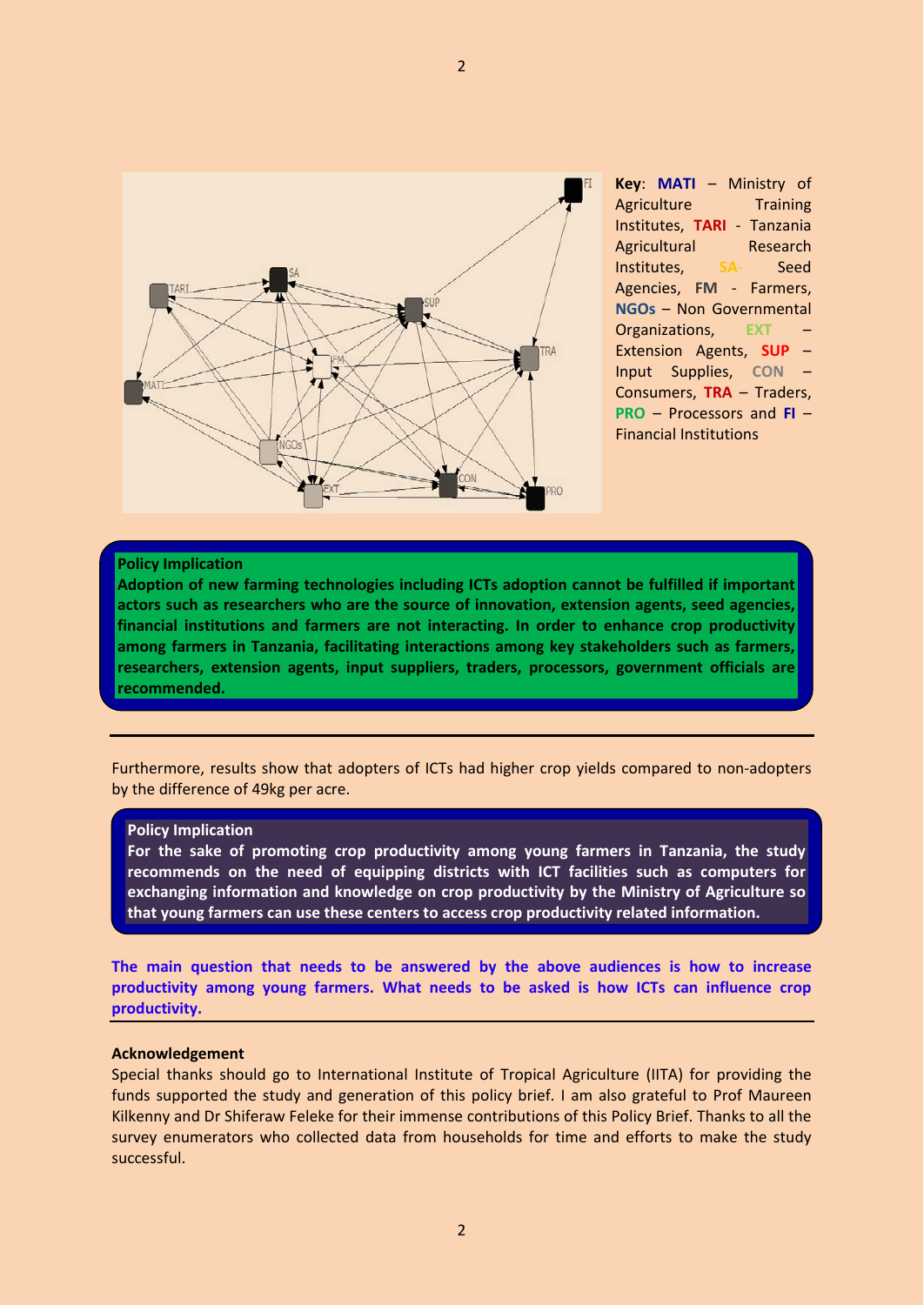TARI

SA

SUP

FI

TRA

FM

MATI

NGOs

EXT

CON

PRO

**Key**: **MATI** – Ministry of Agriculture Training Institutes, **TARI** - Tanzania Agricultural Research Institutes, **SA**- Seed Agencies, **FM** - Farmers, **NGOs** – Non Governmental Organizations, **EXT** – Extension Agents, **SUP** – Input Supplies, **CON** – Consumers, **TRA** – Traders, **PRO** – Processors and **FI** – Financial Institutions

**Policy Implication**

**Adoption of new farming technologies including ICTs adoption cannot be fulfilled if important actors such as researchers who are the source of innovation, extension agents, seed agencies, financial institutions and farmers are not interacting. In order to enhance crop productivity among farmers in Tanzania, facilitating interactions among key stakeholders such as farmers, researchers, extension agents, input suppliers, traders, processors, government officials are recommended.**

---

Furthermore, results show that adopters of ICTs had higher crop yields compared to non-adopters by the difference of 49kg per acre.

**Policy Implication**

**For the sake of promoting crop productivity among young farmers in Tanzania, the study recommends on the need of equipping districts with ICT facilities such as computers for exchanging information and knowledge on crop productivity by the Ministry of Agriculture so that young farmers can use these centers to access crop productivity related information.**

**The main question that needs to be answered by the above audiences is how to increase productivity among young farmers. What needs to be asked is how ICTs can influence crop productivity.**

---

**Acknowledgement**

Special thanks should go to International Institute of Tropical Agriculture (IITA) for providing the funds supported the study and generation of this policy brief. I am also grateful to Prof Maureen Kilkenny and Dr Shiferaw Feleke for their immense contributions of this Policy Brief. Thanks to all the survey enumerators who collected data from households for time and efforts to make the study successful.